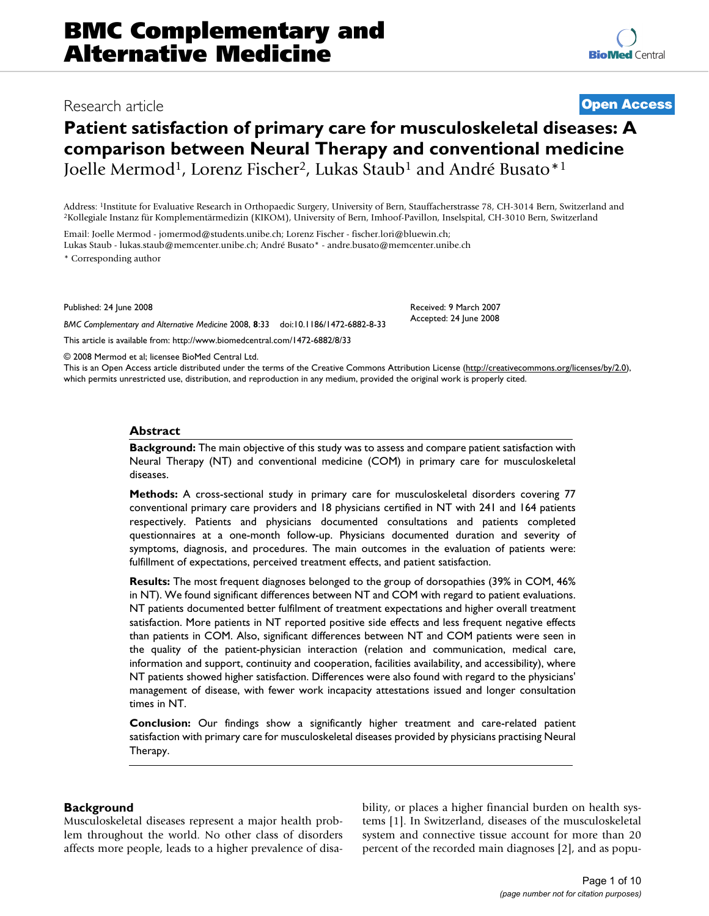BMC Complementary and Alternative Medicine

Research article

Open Access

# Patient satisfaction of primary care for musculoskeletal diseases: A comparison between Neural Therapy and conventional medicine

Joelle Mermod[1], Lorenz Fischer[2], Lukas Staub[1] and André Busato*[1]

Address: [1]Institute for Evaluative Research in Orthopaedic Surgery, University of Bern, Stauffacherstrasse 78, CH-3014 Bern, Switzerland and [2]Kollegiale Instanz für Komplementärmedizin (KIKOM), University of Bern, Imhoof-Pavillon, Inselspital, CH-3010 Bern, Switzerland

Email: Joelle Mermod - jomermod@students.unibe.ch; Lorenz Fischer - fischer.lori@bluewin.ch; Lukas Staub - lukas.staub@memcenter.unibe.ch; André Busato* - andre.busato@memcenter.unibe.ch

\* Corresponding author

Published: 24 June 2008

*BMC Complementary and Alternative Medicine* 2008, **8**:33 doi:10.1186/1472-6882-8-33

Received: 9 March 2007
Accepted: 24 June 2008

This article is available from: http://www.biomedcentral.com/1472-6882/8/33

© 2008 Mermod et al; licensee BioMed Central Ltd.

This is an Open Access article distributed under the terms of the Creative Commons Attribution License (http://creativecommons.org/licenses/by/2.0), which permits unrestricted use, distribution, and reproduction in any medium, provided the original work is properly cited.

## Abstract

**Background:** The main objective of this study was to assess and compare patient satisfaction with Neural Therapy (NT) and conventional medicine (COM) in primary care for musculoskeletal diseases.

**Methods:** A cross-sectional study in primary care for musculoskeletal disorders covering 77 conventional primary care providers and 18 physicians certified in NT with 241 and 164 patients respectively. Patients and physicians documented consultations and patients completed questionnaires at a one-month follow-up. Physicians documented duration and severity of symptoms, diagnosis, and procedures. The main outcomes in the evaluation of patients were: fulfillment of expectations, perceived treatment effects, and patient satisfaction.

**Results:** The most frequent diagnoses belonged to the group of dorsopathies (39% in COM, 46% in NT). We found significant differences between NT and COM with regard to patient evaluations. NT patients documented better fulfilment of treatment expectations and higher overall treatment satisfaction. More patients in NT reported positive side effects and less frequent negative effects than patients in COM. Also, significant differences between NT and COM patients were seen in the quality of the patient-physician interaction (relation and communication, medical care, information and support, continuity and cooperation, facilities availability, and accessibility), where NT patients showed higher satisfaction. Differences were also found with regard to the physicians' management of disease, with fewer work incapacity attestations issued and longer consultation times in NT.

**Conclusion:** Our findings show a significantly higher treatment and care-related patient satisfaction with primary care for musculoskeletal diseases provided by physicians practising Neural Therapy.

## Background

Musculoskeletal diseases represent a major health problem throughout the world. No other class of disorders affects more people, leads to a higher prevalence of disability, or places a higher financial burden on health systems [1]. In Switzerland, diseases of the musculoskeletal system and connective tissue account for more than 20 percent of the recorded main diagnoses [2], and as popu-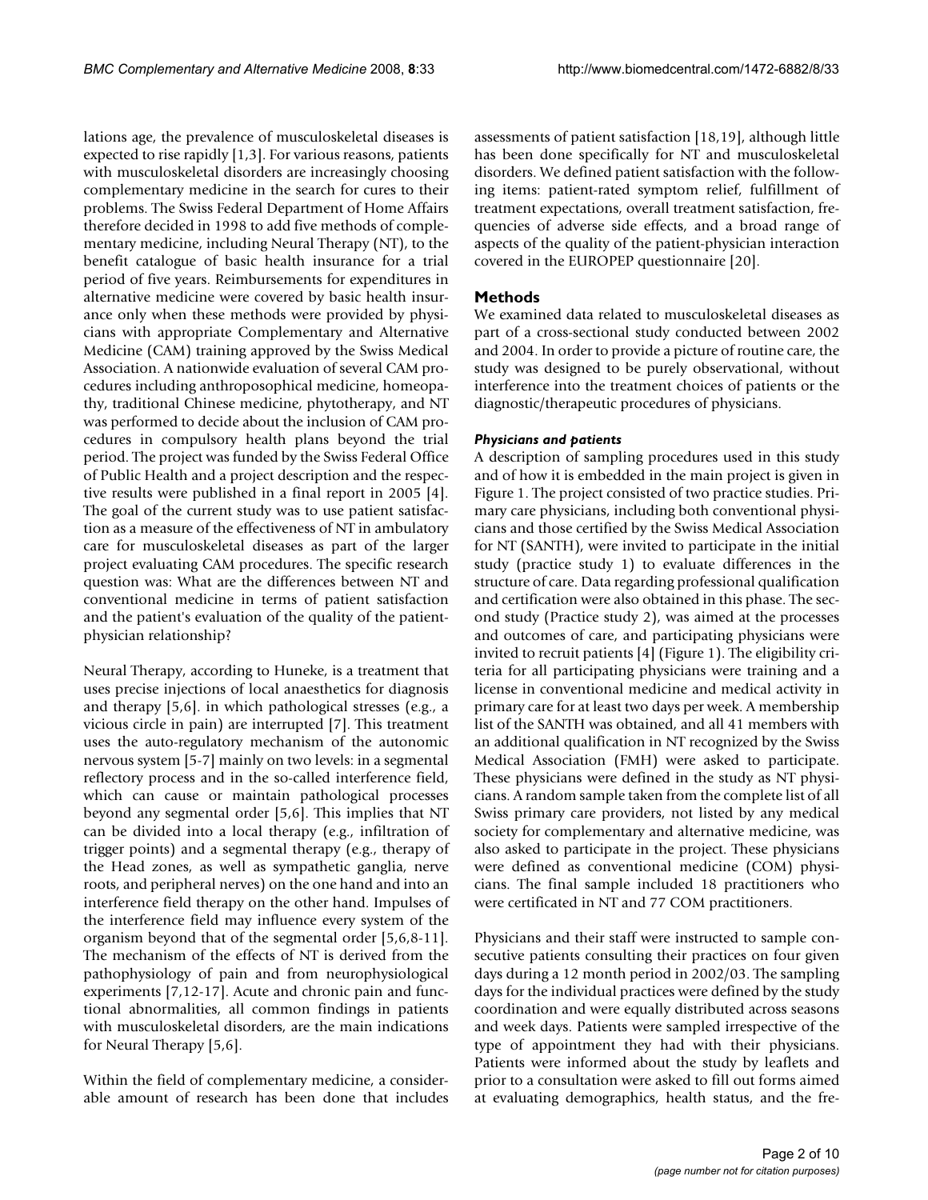lations age, the prevalence of musculoskeletal diseases is expected to rise rapidly [1,3]. For various reasons, patients with musculoskeletal disorders are increasingly choosing complementary medicine in the search for cures to their problems. The Swiss Federal Department of Home Affairs therefore decided in 1998 to add five methods of complementary medicine, including Neural Therapy (NT), to the benefit catalogue of basic health insurance for a trial period of five years. Reimbursements for expenditures in alternative medicine were covered by basic health insurance only when these methods were provided by physicians with appropriate Complementary and Alternative Medicine (CAM) training approved by the Swiss Medical Association. A nationwide evaluation of several CAM procedures including anthroposophical medicine, homeopathy, traditional Chinese medicine, phytotherapy, and NT was performed to decide about the inclusion of CAM procedures in compulsory health plans beyond the trial period. The project was funded by the Swiss Federal Office of Public Health and a project description and the respective results were published in a final report in 2005 [4]. The goal of the current study was to use patient satisfaction as a measure of the effectiveness of NT in ambulatory care for musculoskeletal diseases as part of the larger project evaluating CAM procedures. The specific research question was: What are the differences between NT and conventional medicine in terms of patient satisfaction and the patient's evaluation of the quality of the patient-physician relationship?

Neural Therapy, according to Huneke, is a treatment that uses precise injections of local anaesthetics for diagnosis and therapy [5,6]. in which pathological stresses (e.g., a vicious circle in pain) are interrupted [7]. This treatment uses the auto-regulatory mechanism of the autonomic nervous system [5-7] mainly on two levels: in a segmental reflectory process and in the so-called interference field, which can cause or maintain pathological processes beyond any segmental order [5,6]. This implies that NT can be divided into a local therapy (e.g., infiltration of trigger points) and a segmental therapy (e.g., therapy of the Head zones, as well as sympathetic ganglia, nerve roots, and peripheral nerves) on the one hand and into an interference field therapy on the other hand. Impulses of the interference field may influence every system of the organism beyond that of the segmental order [5,6,8-11]. The mechanism of the effects of NT is derived from the pathophysiology of pain and from neurophysiological experiments [7,12-17]. Acute and chronic pain and functional abnormalities, all common findings in patients with musculoskeletal disorders, are the main indications for Neural Therapy [5,6].

Within the field of complementary medicine, a considerable amount of research has been done that includes assessments of patient satisfaction [18,19], although little has been done specifically for NT and musculoskeletal disorders. We defined patient satisfaction with the following items: patient-rated symptom relief, fulfillment of treatment expectations, overall treatment satisfaction, frequencies of adverse side effects, and a broad range of aspects of the quality of the patient-physician interaction covered in the EUROPEP questionnaire [20].

## Methods

We examined data related to musculoskeletal diseases as part of a cross-sectional study conducted between 2002 and 2004. In order to provide a picture of routine care, the study was designed to be purely observational, without interference into the treatment choices of patients or the diagnostic/therapeutic procedures of physicians.

### *Physicians and patients*

A description of sampling procedures used in this study and of how it is embedded in the main project is given in Figure 1. The project consisted of two practice studies. Primary care physicians, including both conventional physicians and those certified by the Swiss Medical Association for NT (SANTH), were invited to participate in the initial study (practice study 1) to evaluate differences in the structure of care. Data regarding professional qualification and certification were also obtained in this phase. The second study (Practice study 2), was aimed at the processes and outcomes of care, and participating physicians were invited to recruit patients [4] (Figure 1). The eligibility criteria for all participating physicians were training and a license in conventional medicine and medical activity in primary care for at least two days per week. A membership list of the SANTH was obtained, and all 41 members with an additional qualification in NT recognized by the Swiss Medical Association (FMH) were asked to participate. These physicians were defined in the study as NT physicians. A random sample taken from the complete list of all Swiss primary care providers, not listed by any medical society for complementary and alternative medicine, was also asked to participate in the project. These physicians were defined as conventional medicine (COM) physicians. The final sample included 18 practitioners who were certificated in NT and 77 COM practitioners.

Physicians and their staff were instructed to sample consecutive patients consulting their practices on four given days during a 12 month period in 2002/03. The sampling days for the individual practices were defined by the study coordination and were equally distributed across seasons and week days. Patients were sampled irrespective of the type of appointment they had with their physicians. Patients were informed about the study by leaflets and prior to a consultation were asked to fill out forms aimed at evaluating demographics, health status, and the fre-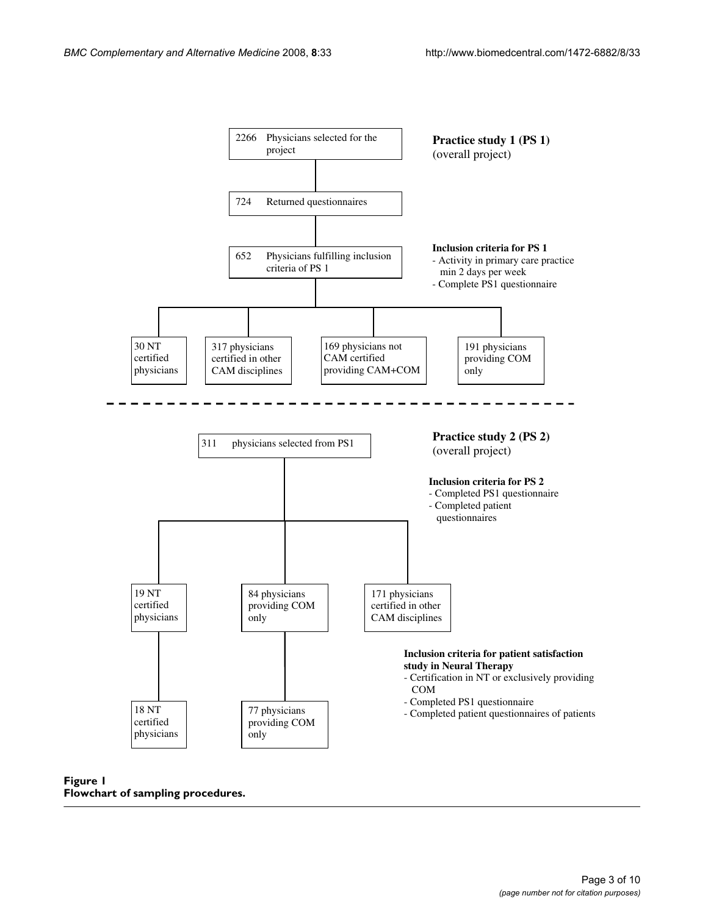2266 Physicians selected for the project

724 Returned questionnaires

652 Physicians fulfilling inclusion criteria of PS 1

**Practice study 1 (PS 1)**
(overall project)

**Inclusion criteria for PS 1**
- Activity in primary care practice min 2 days per week
- Complete PS1 questionnaire

30 NT certified physicians

317 physicians certified in other CAM disciplines

169 physicians not CAM certified providing CAM+COM

191 physicians providing COM only

311 physicians selected from PS1

**Practice study 2 (PS 2)**
(overall project)

**Inclusion criteria for PS 2**
- Completed PS1 questionnaire
- Completed patient questionnaires

19 NT certified physicians

84 physicians providing COM only

171 physicians certified in other CAM disciplines

**Inclusion criteria for patient satisfaction study in Neural Therapy**
- Certification in NT or exclusively providing COM
- Completed PS1 questionnaire
- Completed patient questionnaires of patients

18 NT certified physicians

77 physicians providing COM only

**Figure 1**
**Flowchart of sampling procedures.**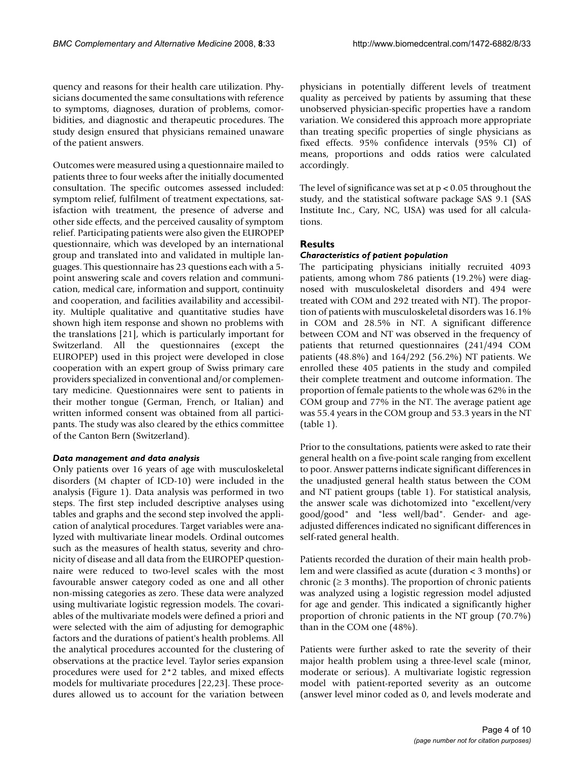quency and reasons for their health care utilization. Physicians documented the same consultations with reference to symptoms, diagnoses, duration of problems, comorbidities, and diagnostic and therapeutic procedures. The study design ensured that physicians remained unaware of the patient answers.

Outcomes were measured using a questionnaire mailed to patients three to four weeks after the initially documented consultation. The specific outcomes assessed included: symptom relief, fulfilment of treatment expectations, satisfaction with treatment, the presence of adverse and other side effects, and the perceived causality of symptom relief. Participating patients were also given the EUROPEP questionnaire, which was developed by an international group and translated into and validated in multiple languages. This questionnaire has 23 questions each with a 5-point answering scale and covers relation and communication, medical care, information and support, continuity and cooperation, and facilities availability and accessibility. Multiple qualitative and quantitative studies have shown high item response and shown no problems with the translations [21], which is particularly important for Switzerland. All the questionnaires (except the EUROPEP) used in this project were developed in close cooperation with an expert group of Swiss primary care providers specialized in conventional and/or complementary medicine. Questionnaires were sent to patients in their mother tongue (German, French, or Italian) and written informed consent was obtained from all participants. The study was also cleared by the ethics committee of the Canton Bern (Switzerland).

### *Data management and data analysis*

Only patients over 16 years of age with musculoskeletal disorders (M chapter of ICD-10) were included in the analysis (Figure 1). Data analysis was performed in two steps. The first step included descriptive analyses using tables and graphs and the second step involved the application of analytical procedures. Target variables were analyzed with multivariate linear models. Ordinal outcomes such as the measures of health status, severity and chronicity of disease and all data from the EUROPEP questionnaire were reduced to two-level scales with the most favourable answer category coded as one and all other non-missing categories as zero. These data were analyzed using multivariate logistic regression models. The covariables of the multivariate models were defined a priori and were selected with the aim of adjusting for demographic factors and the durations of patient's health problems. All the analytical procedures accounted for the clustering of observations at the practice level. Taylor series expansion procedures were used for 2*2 tables, and mixed effects models for multivariate procedures [22,23]. These procedures allowed us to account for the variation between physicians in potentially different levels of treatment quality as perceived by patients by assuming that these unobserved physician-specific properties have a random variation. We considered this approach more appropriate than treating specific properties of single physicians as fixed effects. 95% confidence intervals (95% CI) of means, proportions and odds ratios were calculated accordingly.

The level of significance was set at $p < 0.05$ throughout the study, and the statistical software package SAS 9.1 (SAS Institute Inc., Cary, NC, USA) was used for all calculations.

## Results

### *Characteristics of patient population*

The participating physicians initially recruited 4093 patients, among whom 786 patients (19.2%) were diagnosed with musculoskeletal disorders and 494 were treated with COM and 292 treated with NT). The proportion of patients with musculoskeletal disorders was 16.1% in COM and 28.5% in NT. A significant difference between COM and NT was observed in the frequency of patients that returned questionnaires (241/494 COM patients (48.8%) and 164/292 (56.2%) NT patients. We enrolled these 405 patients in the study and compiled their complete treatment and outcome information. The proportion of female patients to the whole was 62% in the COM group and 77% in the NT. The average patient age was 55.4 years in the COM group and 53.3 years in the NT (table 1).

Prior to the consultations, patients were asked to rate their general health on a five-point scale ranging from excellent to poor. Answer patterns indicate significant differences in the unadjusted general health status between the COM and NT patient groups (table 1). For statistical analysis, the answer scale was dichotomized into "excellent/very good/good" and "less well/bad". Gender- and age-adjusted differences indicated no significant differences in self-rated general health.

Patients recorded the duration of their main health problem and were classified as acute (duration < 3 months) or chronic (≥ 3 months). The proportion of chronic patients was analyzed using a logistic regression model adjusted for age and gender. This indicated a significantly higher proportion of chronic patients in the NT group (70.7%) than in the COM one (48%).

Patients were further asked to rate the severity of their major health problem using a three-level scale (minor, moderate or serious). A multivariate logistic regression model with patient-reported severity as an outcome (answer level minor coded as 0, and levels moderate and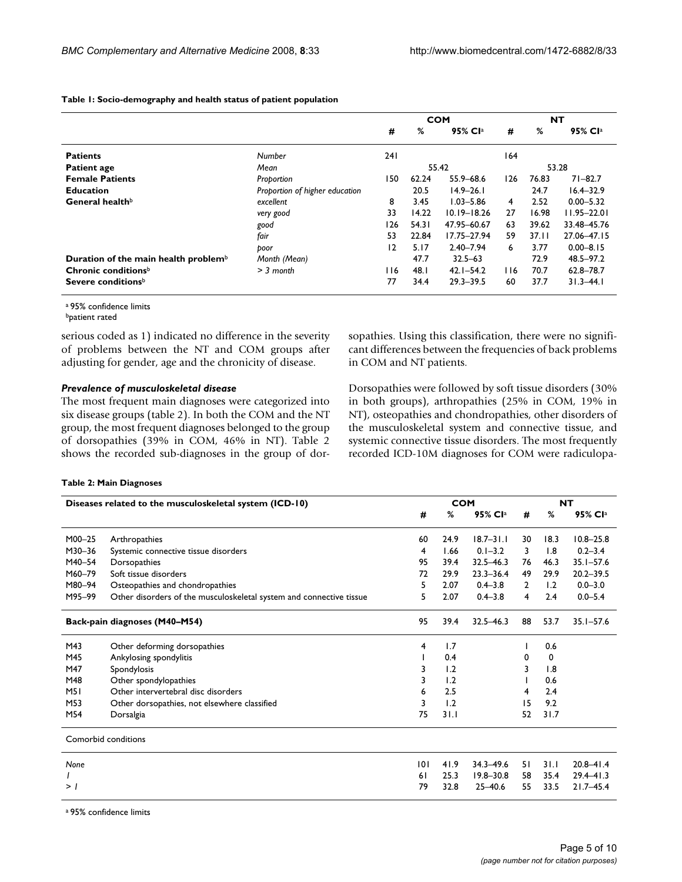**Table 1: Socio-demography and health status of patient population**

| | | COM | | | NT | | |
|---|---|---|---|---|---|---|---|
| | | # | % | 95% CI[a] | # | % | 95% CI[a] |
| **Patients** | *Number* | 241 | | | 164 | | |
| **Patient age** | *Mean* | | 55.42 | | | 53.28 | |
| **Female Patients** | *Proportion* | 150 | 62.24 | 55.9–68.6 | 126 | 76.83 | 71–82.7 |
| **Education** | *Proportion of higher education* | | 20.5 | 14.9–26.1 | | 24.7 | 16.4–32.9 |
| **General health**[b] | *excellent* | 8 | 3.45 | 1.03–5.86 | 4 | 2.52 | 0.00–5.32 |
| | *very good* | 33 | 14.22 | 10.19–18.26 | 27 | 16.98 | 11.95–22.01 |
| | *good* | 126 | 54.31 | 47.95–60.67 | 63 | 39.62 | 33.48–45.76 |
| | *fair* | 53 | 22.84 | 17.75–27.94 | 59 | 37.11 | 27.06–47.15 |
| | *poor* | 12 | 5.17 | 2.40–7.94 | 6 | 3.77 | 0.00–8.15 |
| **Duration of the main health problem**[b] | *Month (Mean)* | | 47.7 | 32.5–63 | | 72.9 | 48.5–97.2 |
| **Chronic conditions**[b] | *> 3 month* | 116 | 48.1 | 42.1–54.2 | 116 | 70.7 | 62.8–78.7 |
| **Severe conditions**[b] | | 77 | 34.4 | 29.3–39.5 | 60 | 37.7 | 31.3–44.1 |

[a] 95% confidence limits
[b] patient rated

serious coded as 1) indicated no difference in the severity of problems between the NT and COM groups after adjusting for gender, age and the chronicity of disease.

### *Prevalence of musculoskeletal disease*

The most frequent main diagnoses were categorized into six disease groups (table 2). In both the COM and the NT group, the most frequent diagnoses belonged to the group of dorsopathies (39% in COM, 46% in NT). Table 2 shows the recorded sub-diagnoses in the group of dorsopathies. Using this classification, there were no significant differences between the frequencies of back problems in COM and NT patients.

Dorsopathies were followed by soft tissue disorders (30% in both groups), arthropathies (25% in COM, 19% in NT), osteopathies and chondropathies, other disorders of the musculoskeletal system and connective tissue, and systemic connective tissue disorders. The most frequently recorded ICD-10M diagnoses for COM were radiculopa-

**Table 2: Main Diagnoses**

| Diseases related to the musculoskeletal system (ICD-10) | | COM | | | NT | | |
|---|---|---|---|---|---|---|---|
| | | # | % | 95% CI[a] | # | % | 95% CI[a] |
| M00–25 | Arthropathies | 60 | 24.9 | 18.7–31.1 | 30 | 18.3 | 10.8–25.8 |
| M30–36 | Systemic connective tissue disorders | 4 | 1.66 | 0.1–3.2 | 3 | 1.8 | 0.2–3.4 |
| M40–54 | Dorsopathies | 95 | 39.4 | 32.5–46.3 | 76 | 46.3 | 35.1–57.6 |
| M60–79 | Soft tissue disorders | 72 | 29.9 | 23.3–36.4 | 49 | 29.9 | 20.2–39.5 |
| M80–94 | Osteopathies and chondropathies | 5 | 2.07 | 0.4–3.8 | 2 | 1.2 | 0.0–3.0 |
| M95–99 | Other disorders of the musculoskeletal system and connective tissue | 5 | 2.07 | 0.4–3.8 | 4 | 2.4 | 0.0–5.4 |
| **Back-pain diagnoses (M40–M54)** | | 95 | 39.4 | 32.5–46.3 | 88 | 53.7 | 35.1–57.6 |
| M43 | Other deforming dorsopathies | 4 | 1.7 | | 1 | 0.6 | |
| M45 | Ankylosing spondylitis | 1 | 0.4 | | 0 | 0 | |
| M47 | Spondylosis | 3 | 1.2 | | 3 | 1.8 | |
| M48 | Other spondylopathies | 3 | 1.2 | | 1 | 0.6 | |
| M51 | Other intervertebral disc disorders | 6 | 2.5 | | 4 | 2.4 | |
| M53 | Other dorsopathies, not elsewhere classified | 3 | 1.2 | | 15 | 9.2 | |
| M54 | Dorsalgia | 75 | 31.1 | | 52 | 31.7 | |
| Comorbid conditions | | | | | | | |
| *None* | | 101 | 41.9 | 34.3–49.6 | 51 | 31.1 | 20.8–41.4 |
| *1* | | 61 | 25.3 | 19.8–30.8 | 58 | 35.4 | 29.4–41.3 |
| *> 1* | | 79 | 32.8 | 25–40.6 | 55 | 33.5 | 21.7–45.4 |

[a] 95% confidence limits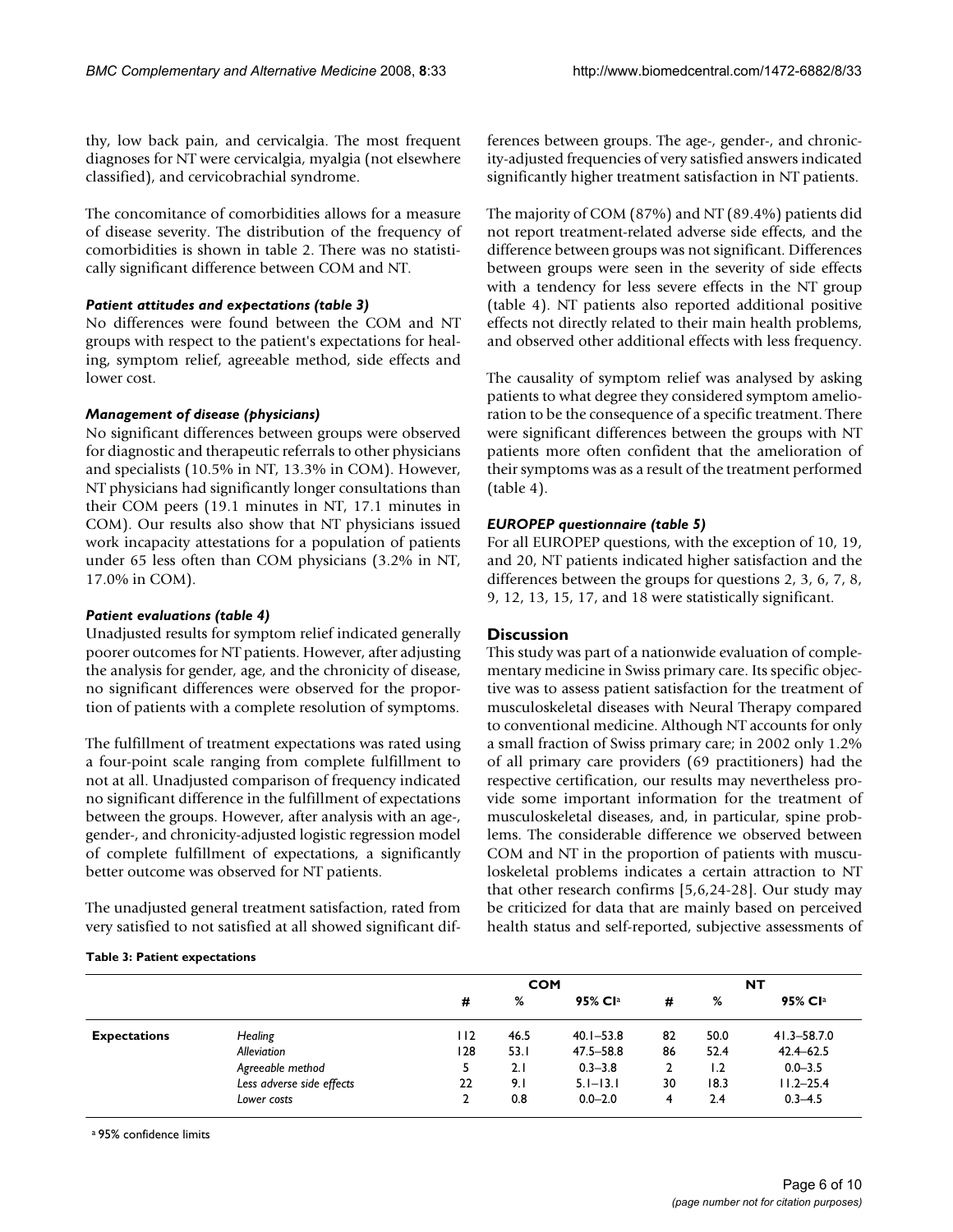thy, low back pain, and cervicalgia. The most frequent diagnoses for NT were cervicalgia, myalgia (not elsewhere classified), and cervicobrachial syndrome.

The concomitance of comorbidities allows for a measure of disease severity. The distribution of the frequency of comorbidities is shown in table 2. There was no statistically significant difference between COM and NT.

#### *Patient attitudes and expectations (table 3)*

No differences were found between the COM and NT groups with respect to the patient's expectations for healing, symptom relief, agreeable method, side effects and lower cost.

#### *Management of disease (physicians)*

No significant differences between groups were observed for diagnostic and therapeutic referrals to other physicians and specialists (10.5% in NT, 13.3% in COM). However, NT physicians had significantly longer consultations than their COM peers (19.1 minutes in NT, 17.1 minutes in COM). Our results also show that NT physicians issued work incapacity attestations for a population of patients under 65 less often than COM physicians (3.2% in NT, 17.0% in COM).

#### *Patient evaluations (table 4)*

Unadjusted results for symptom relief indicated generally poorer outcomes for NT patients. However, after adjusting the analysis for gender, age, and the chronicity of disease, no significant differences were observed for the proportion of patients with a complete resolution of symptoms.

The fulfillment of treatment expectations was rated using a four-point scale ranging from complete fulfillment to not at all. Unadjusted comparison of frequency indicated no significant difference in the fulfillment of expectations between the groups. However, after analysis with an age-, gender-, and chronicity-adjusted logistic regression model of complete fulfillment of expectations, a significantly better outcome was observed for NT patients.

The unadjusted general treatment satisfaction, rated from very satisfied to not satisfied at all showed significant differences between groups. The age-, gender-, and chronicity-adjusted frequencies of very satisfied answers indicated significantly higher treatment satisfaction in NT patients.

The majority of COM (87%) and NT (89.4%) patients did not report treatment-related adverse side effects, and the difference between groups was not significant. Differences between groups were seen in the severity of side effects with a tendency for less severe effects in the NT group (table 4). NT patients also reported additional positive effects not directly related to their main health problems, and observed other additional effects with less frequency.

The causality of symptom relief was analysed by asking patients to what degree they considered symptom amelioration to be the consequence of a specific treatment. There were significant differences between the groups with NT patients more often confident that the amelioration of their symptoms was as a result of the treatment performed (table 4).

#### *EUROPEP questionnaire (table 5)*

For all EUROPEP questions, with the exception of 10, 19, and 20, NT patients indicated higher satisfaction and the differences between the groups for questions 2, 3, 6, 7, 8, 9, 12, 13, 15, 17, and 18 were statistically significant.

## Discussion

This study was part of a nationwide evaluation of complementary medicine in Swiss primary care. Its specific objective was to assess patient satisfaction for the treatment of musculoskeletal diseases with Neural Therapy compared to conventional medicine. Although NT accounts for only a small fraction of Swiss primary care; in 2002 only 1.2% of all primary care providers (69 practitioners) had the respective certification, our results may nevertheless provide some important information for the treatment of musculoskeletal diseases, and, in particular, spine problems. The considerable difference we observed between COM and NT in the proportion of patients with musculoskeletal problems indicates a certain attraction to NT that other research confirms [5,6,24-28]. Our study may be criticized for data that are mainly based on perceived health status and self-reported, subjective assessments of

**Table 3: Patient expectations**

| | | COM | | | NT | | |
|---|---|---|---|---|---|---|---|
| | | # | % | 95% CI[a] | # | % | 95% CI[a] |
| **Expectations** | *Healing* | 112 | 46.5 | 40.1–53.8 | 82 | 50.0 | 41.3–58.7.0 |
| | *Alleviation* | 128 | 53.1 | 47.5–58.8 | 86 | 52.4 | 42.4–62.5 |
| | *Agreeable method* | 5 | 2.1 | 0.3–3.8 | 2 | 1.2 | 0.0–3.5 |
| | *Less adverse side effects* | 22 | 9.1 | 5.1–13.1 | 30 | 18.3 | 11.2–25.4 |
| | *Lower costs* | 2 | 0.8 | 0.0–2.0 | 4 | 2.4 | 0.3–4.5 |

[a] 95% confidence limits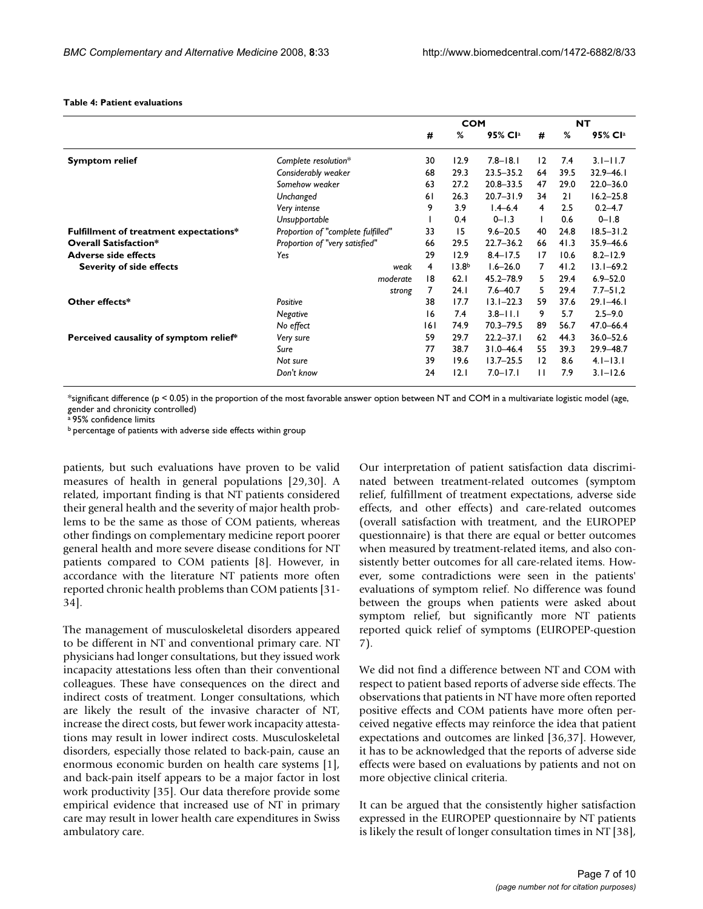**Table 4: Patient evaluations**

| | | COM | | | NT | | |
|---|---|---|---|---|---|---|---|
| | | # | % | 95% CI[a] | # | % | 95% CI[a] |
| **Symptom relief** | *Complete resolution\** | 30 | 12.9 | 7.8–18.1 | 12 | 7.4 | 3.1–11.7 |
| | *Considerably weaker* | 68 | 29.3 | 23.5–35.2 | 64 | 39.5 | 32.9–46.1 |
| | *Somehow weaker* | 63 | 27.2 | 20.8–33.5 | 47 | 29.0 | 22.0–36.0 |
| | *Unchanged* | 61 | 26.3 | 20.7–31.9 | 34 | 21 | 16.2–25.8 |
| | *Very intense* | 9 | 3.9 | 1.4–6.4 | 4 | 2.5 | 0.2–4.7 |
| | *Unsupportable* | 1 | 0.4 | 0–1.3 | 1 | 0.6 | 0–1.8 |
| **Fulfillment of treatment expectations\*** | *Proportion of "complete fulfilled"* | 33 | 15 | 9.6–20.5 | 40 | 24.8 | 18.5–31.2 |
| **Overall Satisfaction\*** | *Proportion of "very satisfied"* | 66 | 29.5 | 22.7–36.2 | 66 | 41.3 | 35.9–46.6 |
| **Adverse side effects** | *Yes* | 29 | 12.9 | 8.4–17.5 | 17 | 10.6 | 8.2–12.9 |
| **Severity of side effects** | *weak* | 4 | 13.8[b] | 1.6–26.0 | 7 | 41.2 | 13.1–69.2 |
| | *moderate* | 18 | 62.1 | 45.2–78.9 | 5 | 29.4 | 6.9–52.0 |
| | *strong* | 7 | 24.1 | 7.6–40.7 | 5 | 29.4 | 7.7–51,2 |
| **Other effects\*** | *Positive* | 38 | 17.7 | 13.1–22.3 | 59 | 37.6 | 29.1–46.1 |
| | *Negative* | 16 | 7.4 | 3.8–11.1 | 9 | 5.7 | 2.5–9.0 |
| | *No effect* | 161 | 74.9 | 70.3–79.5 | 89 | 56.7 | 47.0–66.4 |
| **Perceived causality of symptom relief\*** | *Very sure* | 59 | 29.7 | 22.2–37.1 | 62 | 44.3 | 36.0–52.6 |
| | *Sure* | 77 | 38.7 | 31.0–46.4 | 55 | 39.3 | 29.9–48.7 |
| | *Not sure* | 39 | 19.6 | 13.7–25.5 | 12 | 8.6 | 4.1–13.1 |
| | *Don't know* | 24 | 12.1 | 7.0–17.1 | 11 | 7.9 | 3.1–12.6 |

\*significant difference ($p < 0.05$) in the proportion of the most favorable answer option between NT and COM in a multivariate logistic model (age, gender and chronicity controlled)
[a] 95% confidence limits
[b] percentage of patients with adverse side effects within group

patients, but such evaluations have proven to be valid measures of health in general populations [29,30]. A related, important finding is that NT patients considered their general health and the severity of major health problems to be the same as those of COM patients, whereas other findings on complementary medicine report poorer general health and more severe disease conditions for NT patients compared to COM patients [8]. However, in accordance with the literature NT patients more often reported chronic health problems than COM patients [31-34].

The management of musculoskeletal disorders appeared to be different in NT and conventional primary care. NT physicians had longer consultations, but they issued work incapacity attestations less often than their conventional colleagues. These have consequences on the direct and indirect costs of treatment. Longer consultations, which are likely the result of the invasive character of NT, increase the direct costs, but fewer work incapacity attestations may result in lower indirect costs. Musculoskeletal disorders, especially those related to back-pain, cause an enormous economic burden on health care systems [1], and back-pain itself appears to be a major factor in lost work productivity [35]. Our data therefore provide some empirical evidence that increased use of NT in primary care may result in lower health care expenditures in Swiss ambulatory care.

Our interpretation of patient satisfaction data discriminated between treatment-related outcomes (symptom relief, fulfillment of treatment expectations, adverse side effects, and other effects) and care-related outcomes (overall satisfaction with treatment, and the EUROPEP questionnaire) is that there are equal or better outcomes when measured by treatment-related items, and also consistently better outcomes for all care-related items. However, some contradictions were seen in the patients' evaluations of symptom relief. No difference was found between the groups when patients were asked about symptom relief, but significantly more NT patients reported quick relief of symptoms (EUROPEP-question 7).

We did not find a difference between NT and COM with respect to patient based reports of adverse side effects. The observations that patients in NT have more often reported positive effects and COM patients have more often perceived negative effects may reinforce the idea that patient expectations and outcomes are linked [36,37]. However, it has to be acknowledged that the reports of adverse side effects were based on evaluations by patients and not on more objective clinical criteria.

It can be argued that the consistently higher satisfaction expressed in the EUROPEP questionnaire by NT patients is likely the result of longer consultation times in NT [38],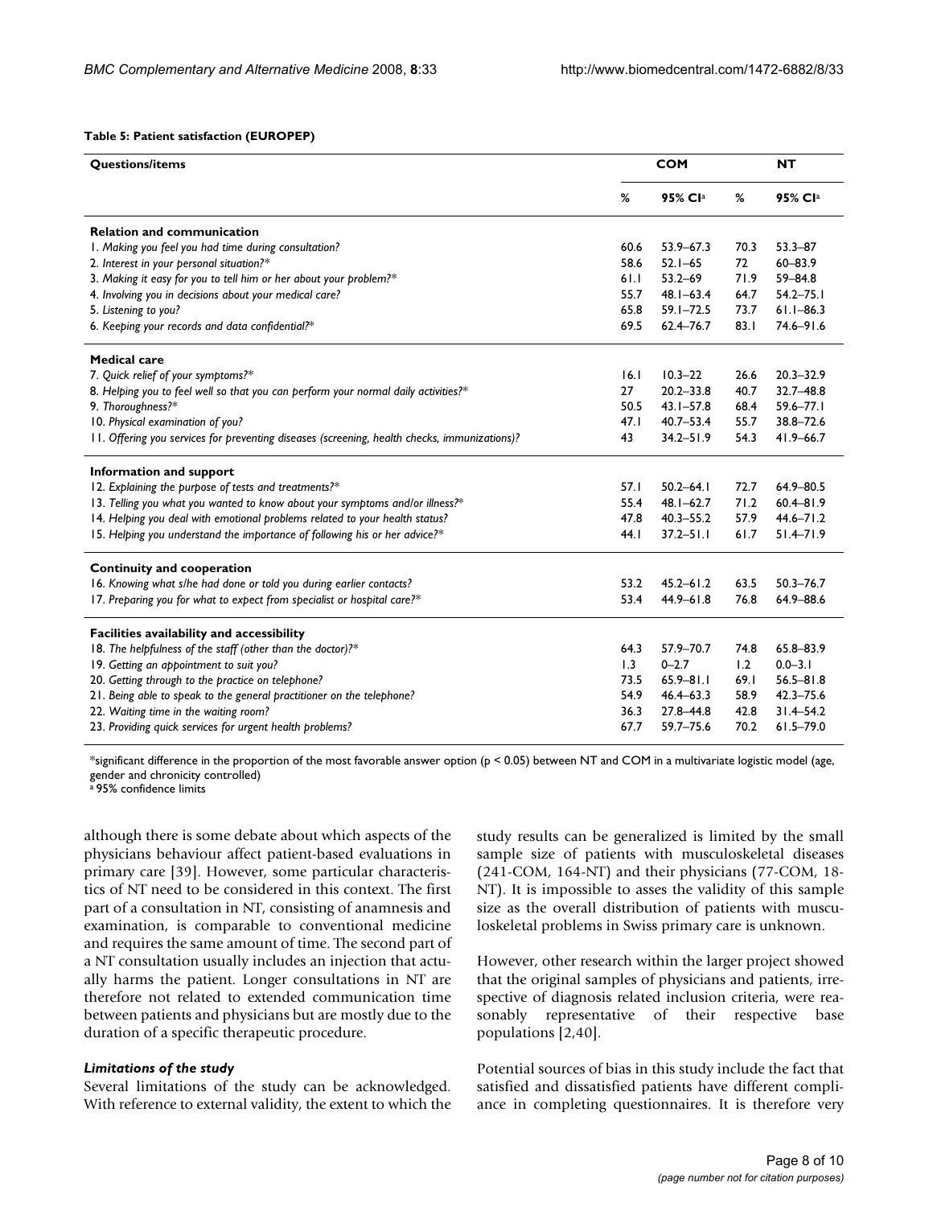**Table 5: Patient satisfaction (EUROPEP)**

| Questions/items | COM | | NT | |
|---|---|---|---|---|
| | % | 95% CI[a] | % | 95% CI[a] |
| **Relation and communication** | | | | |
| 1. *Making you feel you had time during consultation?* | 60.6 | 53.9–67.3 | 70.3 | 53.3–87 |
| 2. *Interest in your personal situation?** | 58.6 | 52.1–65 | 72 | 60–83.9 |
| 3. *Making it easy for you to tell him or her about your problem?** | 61.1 | 53.2–69 | 71.9 | 59–84.8 |
| 4. *Involving you in decisions about your medical care?* | 55.7 | 48.1–63.4 | 64.7 | 54.2–75.1 |
| 5. *Listening to you?* | 65.8 | 59.1–72.5 | 73.7 | 61.1–86.3 |
| 6. *Keeping your records and data confidential?** | 69.5 | 62.4–76.7 | 83.1 | 74.6–91.6 |
| **Medical care** | | | | |
| 7. *Quick relief of your symptoms?** | 16.1 | 10.3–22 | 26.6 | 20.3–32.9 |
| 8. *Helping you to feel well so that you can perform your normal daily activities?** | 27 | 20.2–33.8 | 40.7 | 32.7–48.8 |
| 9. *Thoroughness?** | 50.5 | 43.1–57.8 | 68.4 | 59.6–77.1 |
| 10. *Physical examination of you?* | 47.1 | 40.7–53.4 | 55.7 | 38.8–72.6 |
| 11. *Offering you services for preventing diseases (screening, health checks, immunizations)?* | 43 | 34.2–51.9 | 54.3 | 41.9–66.7 |
| **Information and support** | | | | |
| 12. *Explaining the purpose of tests and treatments?** | 57.1 | 50.2–64.1 | 72.7 | 64.9–80.5 |
| 13. *Telling you what you wanted to know about your symptoms and/or illness?** | 55.4 | 48.1–62.7 | 71.2 | 60.4–81.9 |
| 14. *Helping you deal with emotional problems related to your health status?* | 47.8 | 40.3–55.2 | 57.9 | 44.6–71.2 |
| 15. *Helping you understand the importance of following his or her advice?** | 44.1 | 37.2–51.1 | 61.7 | 51.4–71.9 |
| **Continuity and cooperation** | | | | |
| 16. *Knowing what s/he had done or told you during earlier contacts?* | 53.2 | 45.2–61.2 | 63.5 | 50.3–76.7 |
| 17. *Preparing you for what to expect from specialist or hospital care?** | 53.4 | 44.9–61.8 | 76.8 | 64.9–88.6 |
| **Facilities availability and accessibility** | | | | |
| 18. *The helpfulness of the staff (other than the doctor)?** | 64.3 | 57.9–70.7 | 74.8 | 65.8–83.9 |
| 19. *Getting an appointment to suit you?* | 1.3 | 0–2.7 | 1.2 | 0.0–3.1 |
| 20. *Getting through to the practice on telephone?* | 73.5 | 65.9–81.1 | 69.1 | 56.5–81.8 |
| 21. *Being able to speak to the general practitioner on the telephone?* | 54.9 | 46.4–63.3 | 58.9 | 42.3–75.6 |
| 22. *Waiting time in the waiting room?* | 36.3 | 27.8–44.8 | 42.8 | 31.4–54.2 |
| 23. *Providing quick services for urgent health problems?* | 67.7 | 59.7–75.6 | 70.2 | 61.5–79.0 |

*significant difference in the proportion of the most favorable answer option ($p < 0.05$) between NT and COM in a multivariate logistic model (age, gender and chronicity controlled)
[a] 95% confidence limits

although there is some debate about which aspects of the physicians behaviour affect patient-based evaluations in primary care [39]. However, some particular characteristics of NT need to be considered in this context. The first part of a consultation in NT, consisting of anamnesis and examination, is comparable to conventional medicine and requires the same amount of time. The second part of a NT consultation usually includes an injection that actually harms the patient. Longer consultations in NT are therefore not related to extended communication time between patients and physicians but are mostly due to the duration of a specific therapeutic procedure.

### *Limitations of the study*

Several limitations of the study can be acknowledged. With reference to external validity, the extent to which the study results can be generalized is limited by the small sample size of patients with musculoskeletal diseases (241-COM, 164-NT) and their physicians (77-COM, 18-NT). It is impossible to asses the validity of this sample size as the overall distribution of patients with musculoskeletal problems in Swiss primary care is unknown.

However, other research within the larger project showed that the original samples of physicians and patients, irrespective of diagnosis related inclusion criteria, were reasonably representative of their respective base populations [2,40].

Potential sources of bias in this study include the fact that satisfied and dissatisfied patients have different compliance in completing questionnaires. It is therefore very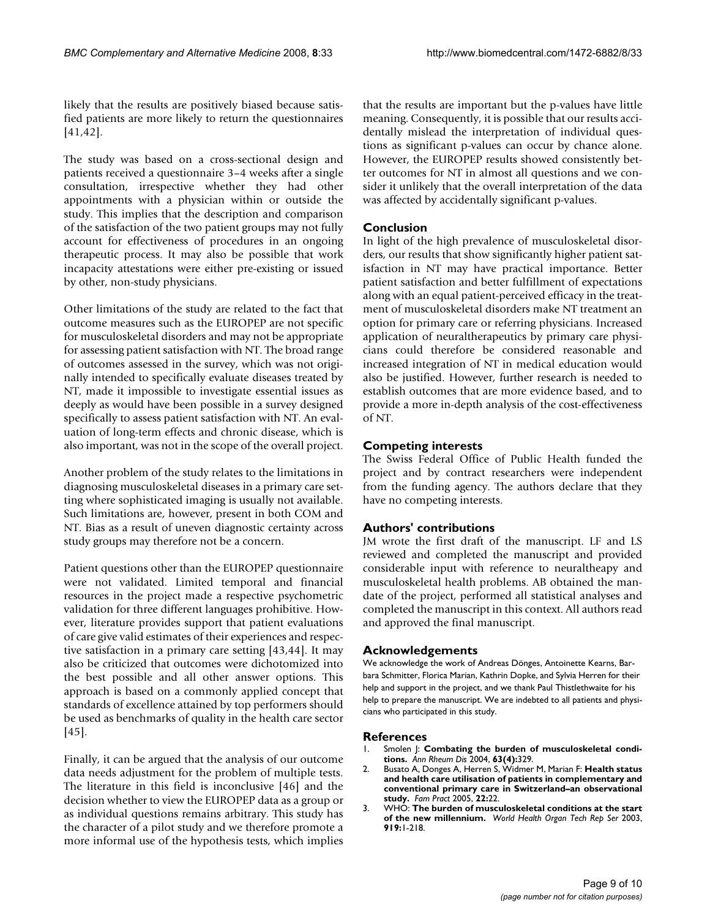likely that the results are positively biased because satisfied patients are more likely to return the questionnaires [41,42].

The study was based on a cross-sectional design and patients received a questionnaire 3–4 weeks after a single consultation, irrespective whether they had other appointments with a physician within or outside the study. This implies that the description and comparison of the satisfaction of the two patient groups may not fully account for effectiveness of procedures in an ongoing therapeutic process. It may also be possible that work incapacity attestations were either pre-existing or issued by other, non-study physicians.

Other limitations of the study are related to the fact that outcome measures such as the EUROPEP are not specific for musculoskeletal disorders and may not be appropriate for assessing patient satisfaction with NT. The broad range of outcomes assessed in the survey, which was not originally intended to specifically evaluate diseases treated by NT, made it impossible to investigate essential issues as deeply as would have been possible in a survey designed specifically to assess patient satisfaction with NT. An evaluation of long-term effects and chronic disease, which is also important, was not in the scope of the overall project.

Another problem of the study relates to the limitations in diagnosing musculoskeletal diseases in a primary care setting where sophisticated imaging is usually not available. Such limitations are, however, present in both COM and NT. Bias as a result of uneven diagnostic certainty across study groups may therefore not be a concern.

Patient questions other than the EUROPEP questionnaire were not validated. Limited temporal and financial resources in the project made a respective psychometric validation for three different languages prohibitive. However, literature provides support that patient evaluations of care give valid estimates of their experiences and respective satisfaction in a primary care setting [43,44]. It may also be criticized that outcomes were dichotomized into the best possible and all other answer options. This approach is based on a commonly applied concept that standards of excellence attained by top performers should be used as benchmarks of quality in the health care sector [45].

Finally, it can be argued that the analysis of our outcome data needs adjustment for the problem of multiple tests. The literature in this field is inconclusive [46] and the decision whether to view the EUROPEP data as a group or as individual questions remains arbitrary. This study has the character of a pilot study and we therefore promote a more informal use of the hypothesis tests, which implies that the results are important but the p-values have little meaning. Consequently, it is possible that our results accidentally mislead the interpretation of individual questions as significant p-values can occur by chance alone. However, the EUROPEP results showed consistently better outcomes for NT in almost all questions and we consider it unlikely that the overall interpretation of the data was affected by accidentally significant p-values.

## Conclusion

In light of the high prevalence of musculoskeletal disorders, our results that show significantly higher patient satisfaction in NT may have practical importance. Better patient satisfaction and better fulfillment of expectations along with an equal patient-perceived efficacy in the treatment of musculoskeletal disorders make NT treatment an option for primary care or referring physicians. Increased application of neuraltherapeutics by primary care physicians could therefore be considered reasonable and increased integration of NT in medical education would also be justified. However, further research is needed to establish outcomes that are more evidence based, and to provide a more in-depth analysis of the cost-effectiveness of NT.

## Competing interests

The Swiss Federal Office of Public Health funded the project and by contract researchers were independent from the funding agency. The authors declare that they have no competing interests.

## Authors' contributions

JM wrote the first draft of the manuscript. LF and LS reviewed and completed the manuscript and provided considerable input with reference to neuraltheapy and musculoskeletal health problems. AB obtained the mandate of the project, performed all statistical analyses and completed the manuscript in this context. All authors read and approved the final manuscript.

## Acknowledgements

We acknowledge the work of Andreas Dönges, Antoinette Kearns, Barbara Schmitter, Florica Marian, Kathrin Dopke, and Sylvia Herren for their help and support in the project, and we thank Paul Thistlethwaite for his help to prepare the manuscript. We are indebted to all patients and physicians who participated in this study.

## References

1. Smolen J: **Combating the burden of musculoskeletal conditions.** *Ann Rheum Dis* 2004, **63(4):**329.
2. Busato A, Donges A, Herren S, Widmer M, Marian F: **Health status and health care utilisation of patients in complementary and conventional primary care in Switzerland–an observational study.** *Fam Pract* 2005, **22:**22.
3. WHO: **The burden of musculoskeletal conditions at the start of the new millennium.** *World Health Organ Tech Rep Ser* 2003, **919:**1-218.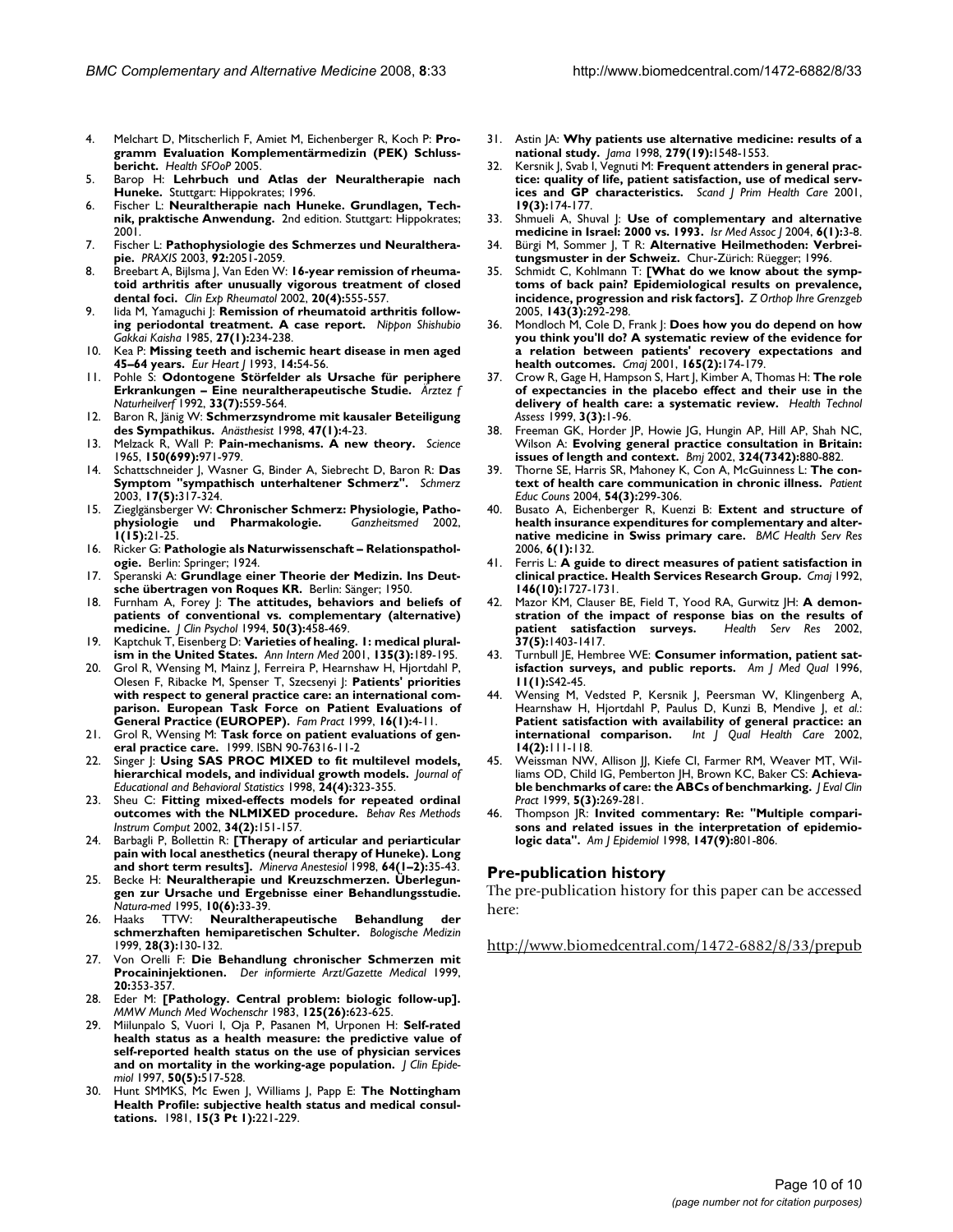4. Melchart D, Mitscherlich F, Amiet M, Eichenberger R, Koch P: **Programm Evaluation Komplementärmedizin (PEK) Schlussbericht.** *Health SFOoP* 2005.
5. Barop H: **Lehrbuch und Atlas der Neuraltherapie nach Huneke.** Stuttgart: Hippokrates; 1996.
6. Fischer L: **Neuraltherapie nach Huneke. Grundlagen, Technik, praktische Anwendung.** 2nd edition. Stuttgart: Hippokrates; 2001.
7. Fischer L: **Pathophysiologie des Schmerzes und Neuraltherapie.** *PRAXIS* 2003, **92:**2051-2059.
8. Breebart A, Bijlsma J, Van Eden W: **16-year remission of rheumatoid arthritis after unusually vigorous treatment of closed dental foci.** *Clin Exp Rheumatol* 2002, **20(4):**555-557.
9. Iida M, Yamaguchi J: **Remission of rheumatoid arthritis following periodontal treatment. A case report.** *Nippon Shishubio Gakkai Kaisha* 1985, **27(1):**234-238.
10. Kea P: **Missing teeth and ischemic heart disease in men aged 45–64 years.** *Eur Heart J* 1993, **14:**54-56.
11. Pohle S: **Odontogene Störfelder als Ursache für periphere Erkrankungen – Eine neuraltherapeutische Studie.** *Ärztez f Naturheilverf* 1992, **33(7):**559-564.
12. Baron R, Jänig W: **Schmerzsyndrome mit kausaler Beteiligung des Sympathikus.** *Anästhesist* 1998, **47(1):**4-23.
13. Melzack R, Wall P: **Pain-mechanisms. A new theory.** *Science* 1965, **150(699):**971-979.
14. Schattschneider J, Wasner G, Binder A, Siebrecht D, Baron R: **Das Symptom "sympathisch unterhaltener Schmerz".** *Schmerz* 2003, **17(5):**317-324.
15. Zieglgänsberger W: **Chronischer Schmerz: Physiologie, Pathophysiologie und Pharmakologie.** *Ganzheitsmed* 2002, **1(15):**21-25.
16. Ricker G: **Pathologie als Naturwissenschaft – Relationspathologie.** Berlin: Springer; 1924.
17. Speranski A: **Grundlage einer Theorie der Medizin. Ins Deutsche übertragen von Roques KR.** Berlin: Sänger; 1950.
18. Furnham A, Forey J: **The attitudes, behaviors and beliefs of patients of conventional vs. complementary (alternative) medicine.** *J Clin Psychol* 1994, **50(3):**458-469.
19. Kaptchuk T, Eisenberg D: **Varieties of healing. 1: medical pluralism in the United States.** *Ann Intern Med* 2001, **135(3):**189-195.
20. Grol R, Wensing M, Mainz J, Ferreira P, Hearnshaw H, Hjortdahl P, Olesen F, Ribacke M, Spenser T, Szecsenyi J: **Patients' priorities with respect to general practice care: an international comparison. European Task Force on Patient Evaluations of General Practice (EUROPEP).** *Fam Pract* 1999, **16(1):**4-11.
21. Grol R, Wensing M: **Task force on patient evaluations of general practice care.** 1999. ISBN 90-76316-11-2
22. Singer J: **Using SAS PROC MIXED to fit multilevel models, hierarchical models, and individual growth models.** *Journal of Educational and Behavioral Statistics* 1998, **24(4):**323-355.
23. Sheu C: **Fitting mixed-effects models for repeated ordinal outcomes with the NLMIXED procedure.** *Behav Res Methods Instrum Comput* 2002, **34(2):**151-157.
24. Barbagli P, Bollettin R: **[Therapy of articular and periarticular pain with local anesthetics (neural therapy of Huneke). Long and short term results].** *Minerva Anestesiol* 1998, **64(1–2):**35-43.
25. Becke H: **Neuraltherapie und Kreuzschmerzen. Überlegungen zur Ursache und Ergebnisse einer Behandlungsstudie.** *Natura-med* 1995, **10(6):**33-39.
26. Haaks TTW: **Neuraltherapeutische Behandlung der schmerzhaften hemiparetischen Schulter.** *Biologische Medizin* 1999, **28(3):**130-132.
27. Von Orelli F: **Die Behandlung chronischer Schmerzen mit Procaininjektionen.** *Der informierte Arzt/Gazette Medical* 1999, **20:**353-357.
28. Eder M: **[Pathology. Central problem: biologic follow-up].** *MMW Munch Med Wochenschr* 1983, **125(26):**623-625.
29. Miilunpalo S, Vuori I, Oja P, Pasanen M, Urponen H: **Self-rated health status as a health measure: the predictive value of self-reported health status on the use of physician services and on mortality in the working-age population.** *J Clin Epidemiol* 1997, **50(5):**517-528.
30. Hunt SMMKS, Mc Ewen J, Williams J, Papp E: **The Nottingham Health Profile: subjective health status and medical consultations.** 1981, **15(3 Pt 1):**221-229.
31. Astin JA: **Why patients use alternative medicine: results of a national study.** *Jama* 1998, **279(19):**1548-1553.
32. Kersnik J, Svab I, Vegnuti M: **Frequent attenders in general practice: quality of life, patient satisfaction, use of medical services and GP characteristics.** *Scand J Prim Health Care* 2001, **19(3):**174-177.
33. Shmueli A, Shuval J: **Use of complementary and alternative medicine in Israel: 2000 vs. 1993.** *Isr Med Assoc J* 2004, **6(1):**3-8.
34. Bürgi M, Sommer J, T R: **Alternative Heilmethoden: Verbreitungsmuster in der Schweiz.** Chur-Zürich: Rüegger; 1996.
35. Schmidt C, Kohlmann T: **[What do we know about the symptoms of back pain? Epidemiological results on prevalence, incidence, progression and risk factors].** *Z Orthop Ihre Grenzgeb* 2005, **143(3):**292-298.
36. Mondloch M, Cole D, Frank J: **Does how you do depend on how you think you'll do? A systematic review of the evidence for a relation between patients' recovery expectations and health outcomes.** *Cmaj* 2001, **165(2):**174-179.
37. Crow R, Gage H, Hampson S, Hart J, Kimber A, Thomas H: **The role of expectancies in the placebo effect and their use in the delivery of health care: a systematic review.** *Health Technol Assess* 1999, **3(3):**1-96.
38. Freeman GK, Horder JP, Howie JG, Hungin AP, Hill AP, Shah NC, Wilson A: **Evolving general practice consultation in Britain: issues of length and context.** *Bmj* 2002, **324(7342):**880-882.
39. Thorne SE, Harris SR, Mahoney K, Con A, McGuinness L: **The context of health care communication in chronic illness.** *Patient Educ Couns* 2004, **54(3):**299-306.
40. Busato A, Eichenberger R, Kuenzi B: **Extent and structure of health insurance expenditures for complementary and alternative medicine in Swiss primary care.** *BMC Health Serv Res* 2006, **6(1):**132.
41. Ferris L: **A guide to direct measures of patient satisfaction in clinical practice. Health Services Research Group.** *Cmaj* 1992, **146(10):**1727-1731.
42. Mazor KM, Clauser BE, Field T, Yood RA, Gurwitz JH: **A demonstration of the impact of response bias on the results of patient satisfaction surveys.** *Health Serv Res* 2002, **37(5):**1403-1417.
43. Turnbull JE, Hembree WE: **Consumer information, patient satisfaction surveys, and public reports.** *Am J Med Qual* 1996, **11(1):**S42-45.
44. Wensing M, Vedsted P, Kersnik J, Peersman W, Klingenberg A, Hearnshaw H, Hjortdahl P, Paulus D, Kunzi B, Mendive J, *et al.*: **Patient satisfaction with availability of general practice: an international comparison.** *Int J Qual Health Care* 2002, **14(2):**111-118.
45. Weissman NW, Allison JJ, Kiefe CI, Farmer RM, Weaver MT, Williams OD, Child IG, Pemberton JH, Brown KC, Baker CS: **Achievable benchmarks of care: the ABCs of benchmarking.** *J Eval Clin Pract* 1999, **5(3):**269-281.
46. Thompson JR: **Invited commentary: Re: "Multiple comparisons and related issues in the interpretation of epidemiologic data".** *Am J Epidemiol* 1998, **147(9):**801-806.

## Pre-publication history

The pre-publication history for this paper can be accessed here:

http://www.biomedcentral.com/1472-6882/8/33/prepub